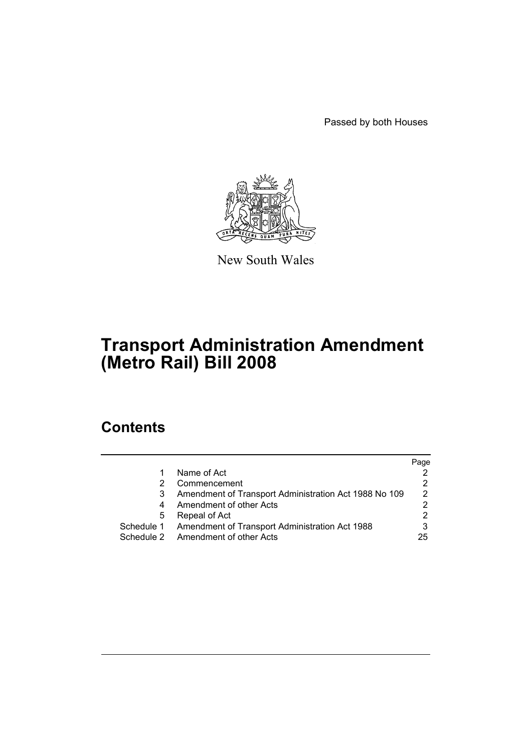Passed by both Houses

New South Wales

# Transport Administration Amendment (Metro Rail) Bill 2008

## Contents

| | | Page |
|---|---|---|
| 1 | Name of Act | 2 |
| 2 | Commencement | 2 |
| 3 | Amendment of Transport Administration Act 1988 No 109 | 2 |
| 4 | Amendment of other Acts | 2 |
| 5 | Repeal of Act | 2 |
| Schedule 1 | Amendment of Transport Administration Act 1988 | 3 |
| Schedule 2 | Amendment of other Acts | 25 |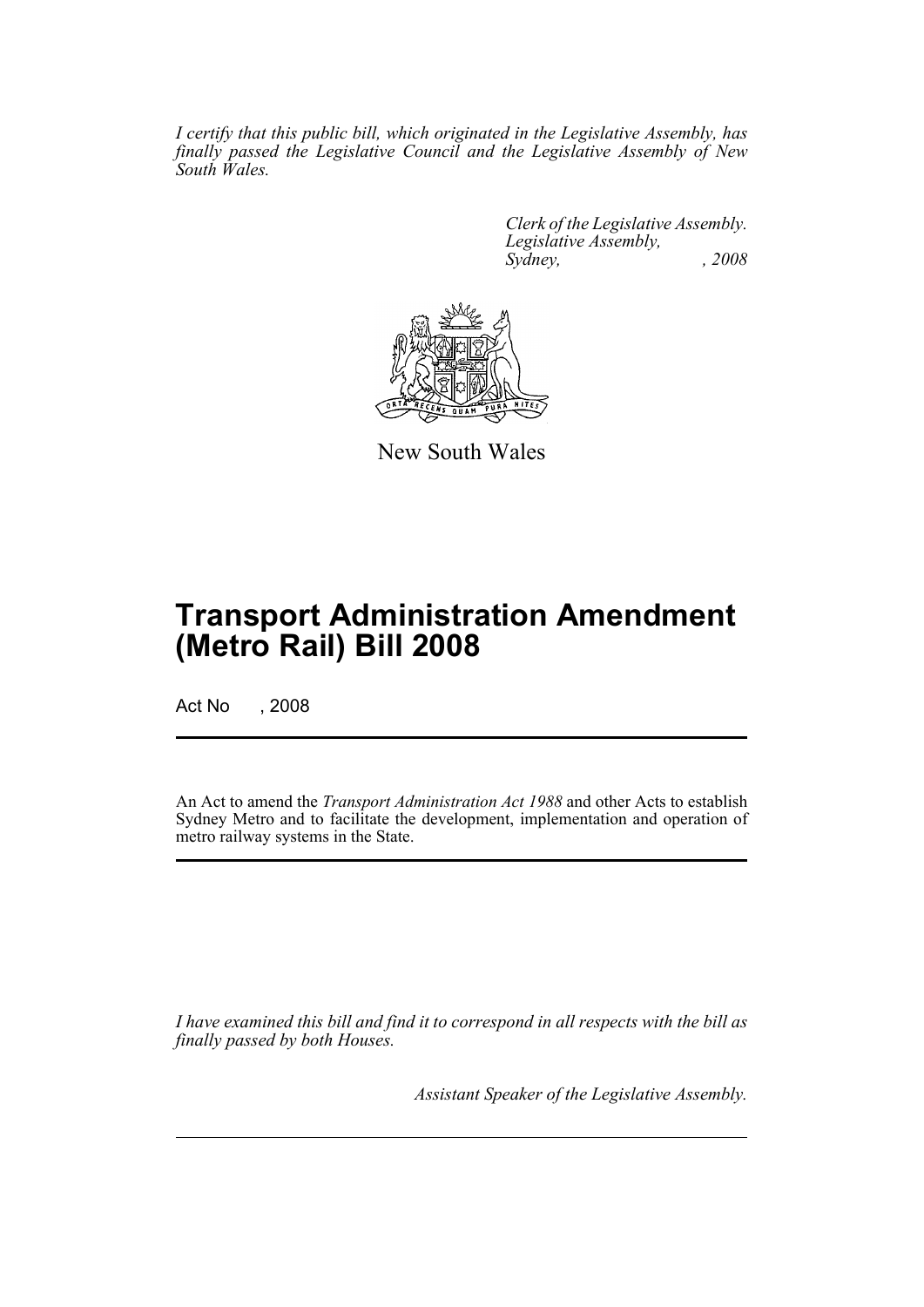*I certify that this public bill, which originated in the Legislative Assembly, has finally passed the Legislative Council and the Legislative Assembly of New South Wales.*

*Clerk of the Legislative Assembly.*
*Legislative Assembly,*
*Sydney, , 2008*

New South Wales

# Transport Administration Amendment (Metro Rail) Bill 2008

Act No , 2008

An Act to amend the *Transport Administration Act 1988* and other Acts to establish Sydney Metro and to facilitate the development, implementation and operation of metro railway systems in the State.

*I have examined this bill and find it to correspond in all respects with the bill as finally passed by both Houses.*

*Assistant Speaker of the Legislative Assembly.*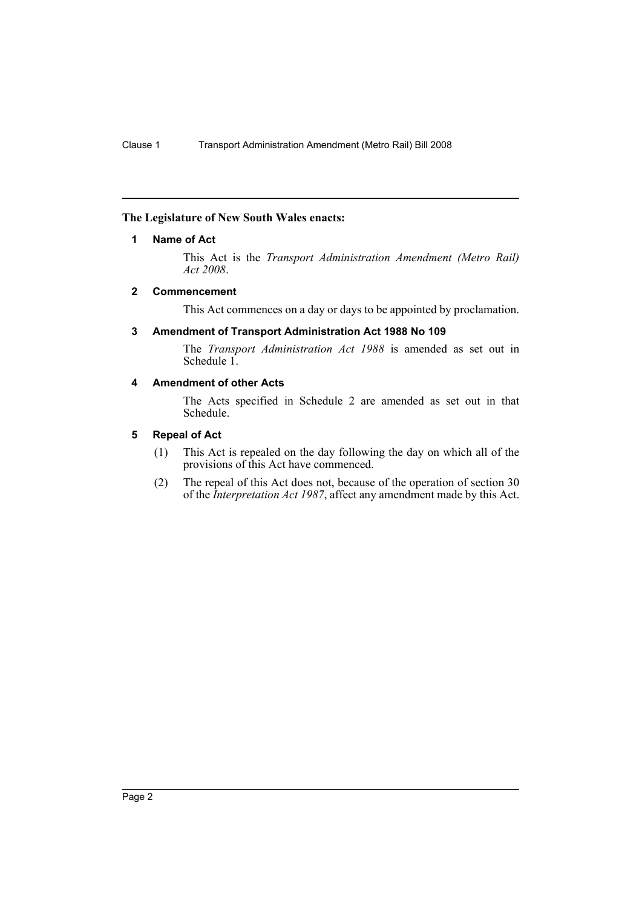**The Legislature of New South Wales enacts:**

## 1 Name of Act

This Act is the *Transport Administration Amendment (Metro Rail) Act 2008*.

## 2 Commencement

This Act commences on a day or days to be appointed by proclamation.

## 3 Amendment of Transport Administration Act 1988 No 109

The *Transport Administration Act 1988* is amended as set out in Schedule 1.

## 4 Amendment of other Acts

The Acts specified in Schedule 2 are amended as set out in that Schedule.

## 5 Repeal of Act

(1) This Act is repealed on the day following the day on which all of the provisions of this Act have commenced.

(2) The repeal of this Act does not, because of the operation of section 30 of the *Interpretation Act 1987*, affect any amendment made by this Act.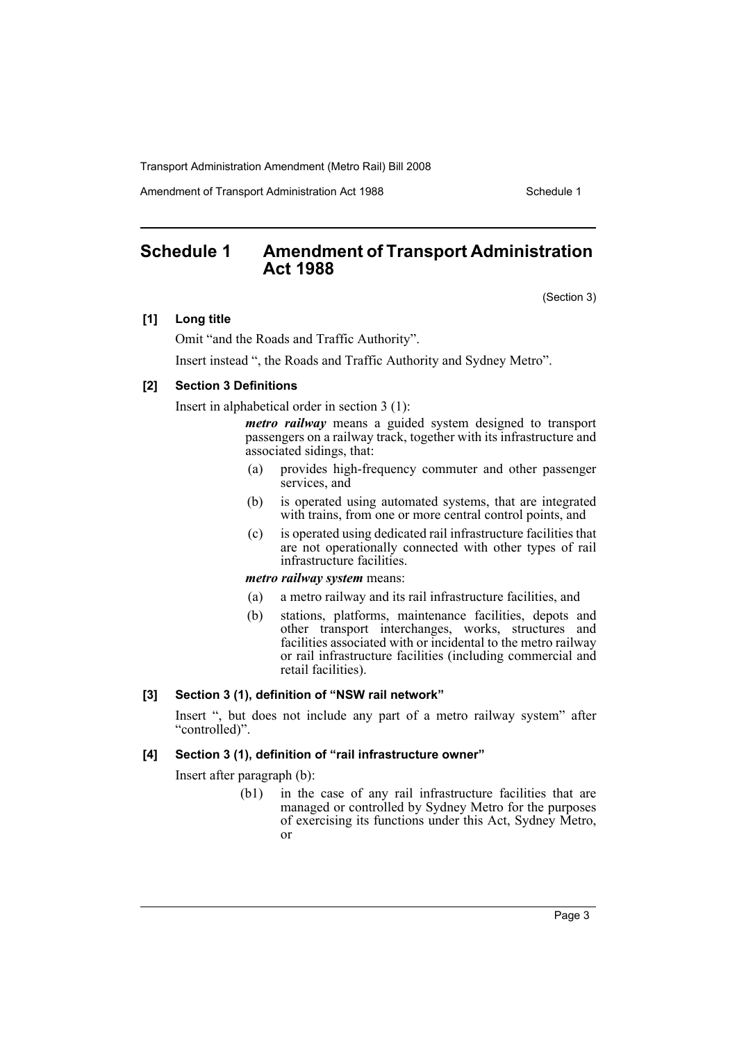# Schedule 1 Amendment of Transport Administration Act 1988

(Section 3)

**[1] Long title**

Omit "and the Roads and Traffic Authority".

Insert instead ", the Roads and Traffic Authority and Sydney Metro".

**[2] Section 3 Definitions**

Insert in alphabetical order in section 3 (1):

> ***metro railway*** means a guided system designed to transport passengers on a railway track, together with its infrastructure and associated sidings, that:
>
> (a) provides high-frequency commuter and other passenger services, and
>
> (b) is operated using automated systems, that are integrated with trains, from one or more central control points, and
>
> (c) is operated using dedicated rail infrastructure facilities that are not operationally connected with other types of rail infrastructure facilities.
>
> ***metro railway system*** means:
>
> (a) a metro railway and its rail infrastructure facilities, and
>
> (b) stations, platforms, maintenance facilities, depots and other transport interchanges, works, structures and facilities associated with or incidental to the metro railway or rail infrastructure facilities (including commercial and retail facilities).

**[3] Section 3 (1), definition of "NSW rail network"**

Insert ", but does not include any part of a metro railway system" after "controlled)".

**[4] Section 3 (1), definition of "rail infrastructure owner"**

Insert after paragraph (b):

> (b1) in the case of any rail infrastructure facilities that are managed or controlled by Sydney Metro for the purposes of exercising its functions under this Act, Sydney Metro, or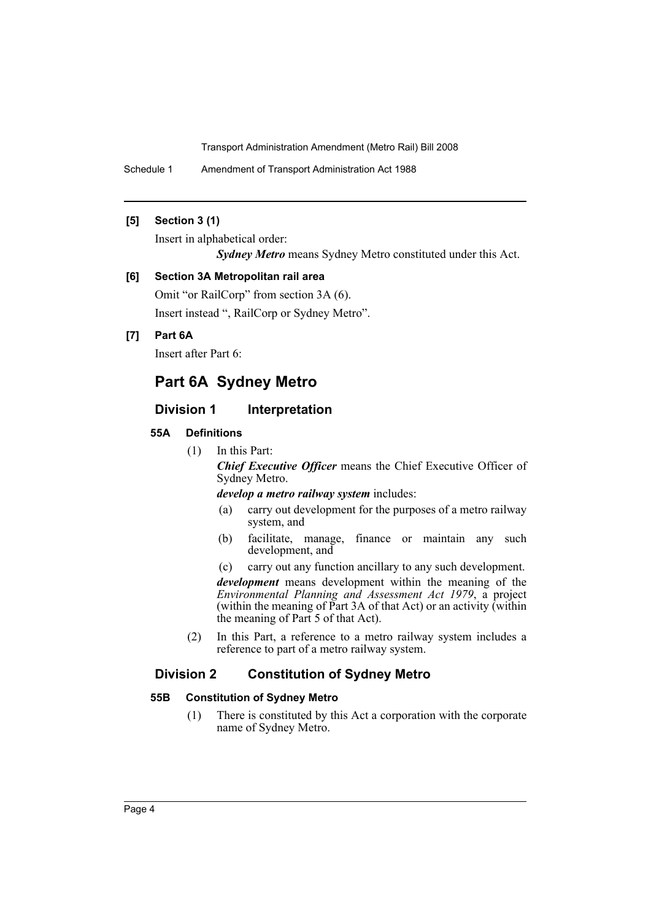**[5] Section 3 (1)**

Insert in alphabetical order:

***Sydney Metro*** means Sydney Metro constituted under this Act.

**[6] Section 3A Metropolitan rail area**

Omit "or RailCorp" from section 3A (6).

Insert instead ", RailCorp or Sydney Metro".

**[7] Part 6A**

Insert after Part 6:

## Part 6A Sydney Metro

### Division 1 Interpretation

**55A Definitions**

(1) In this Part:

***Chief Executive Officer*** means the Chief Executive Officer of Sydney Metro.

***develop a metro railway system*** includes:

- (a) carry out development for the purposes of a metro railway system, and
- (b) facilitate, manage, finance or maintain any such development, and
- (c) carry out any function ancillary to any such development.

***development*** means development within the meaning of the *Environmental Planning and Assessment Act 1979*, a project (within the meaning of Part 3A of that Act) or an activity (within the meaning of Part 5 of that Act).

(2) In this Part, a reference to a metro railway system includes a reference to part of a metro railway system.

### Division 2 Constitution of Sydney Metro

**55B Constitution of Sydney Metro**

(1) There is constituted by this Act a corporation with the corporate name of Sydney Metro.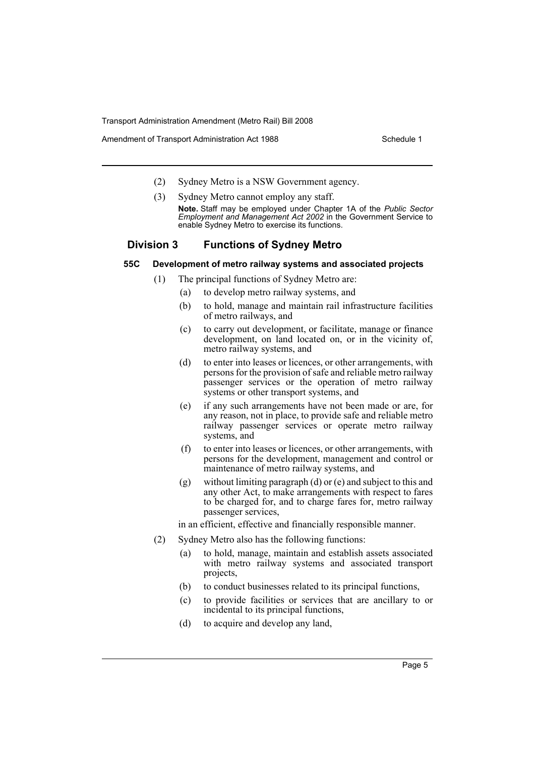(2) Sydney Metro is a NSW Government agency.

(3) Sydney Metro cannot employ any staff.

**Note.** Staff may be employed under Chapter 1A of the *Public Sector Employment and Management Act 2002* in the Government Service to enable Sydney Metro to exercise its functions.

## Division 3 Functions of Sydney Metro

### 55C Development of metro railway systems and associated projects

(1) The principal functions of Sydney Metro are:

- (a) to develop metro railway systems, and
- (b) to hold, manage and maintain rail infrastructure facilities of metro railways, and
- (c) to carry out development, or facilitate, manage or finance development, on land located on, or in the vicinity of, metro railway systems, and
- (d) to enter into leases or licences, or other arrangements, with persons for the provision of safe and reliable metro railway passenger services or the operation of metro railway systems or other transport systems, and
- (e) if any such arrangements have not been made or are, for any reason, not in place, to provide safe and reliable metro railway passenger services or operate metro railway systems, and
- (f) to enter into leases or licences, or other arrangements, with persons for the development, management and control or maintenance of metro railway systems, and
- (g) without limiting paragraph (d) or (e) and subject to this and any other Act, to make arrangements with respect to fares to be charged for, and to charge fares for, metro railway passenger services,

in an efficient, effective and financially responsible manner.

(2) Sydney Metro also has the following functions:

- (a) to hold, manage, maintain and establish assets associated with metro railway systems and associated transport projects,
- (b) to conduct businesses related to its principal functions,
- (c) to provide facilities or services that are ancillary to or incidental to its principal functions,
- (d) to acquire and develop any land,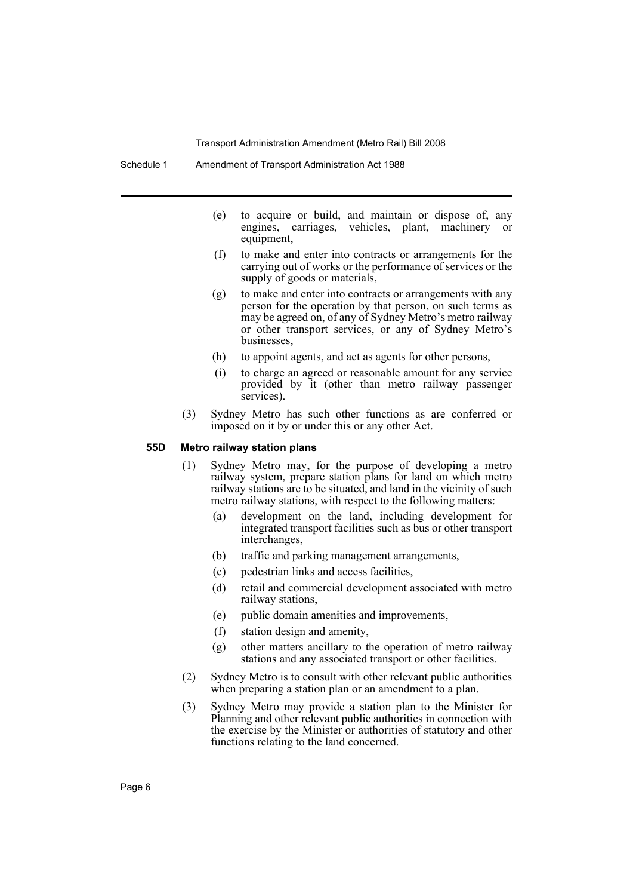(e) to acquire or build, and maintain or dispose of, any engines, carriages, vehicles, plant, machinery or equipment,

(f) to make and enter into contracts or arrangements for the carrying out of works or the performance of services or the supply of goods or materials,

(g) to make and enter into contracts or arrangements with any person for the operation by that person, on such terms as may be agreed on, of any of Sydney Metro's metro railway or other transport services, or any of Sydney Metro's businesses,

(h) to appoint agents, and act as agents for other persons,

(i) to charge an agreed or reasonable amount for any service provided by it (other than metro railway passenger services).

(3) Sydney Metro has such other functions as are conferred or imposed on it by or under this or any other Act.

**55D Metro railway station plans**

(1) Sydney Metro may, for the purpose of developing a metro railway system, prepare station plans for land on which metro railway stations are to be situated, and land in the vicinity of such metro railway stations, with respect to the following matters:

(a) development on the land, including development for integrated transport facilities such as bus or other transport interchanges,

(b) traffic and parking management arrangements,

(c) pedestrian links and access facilities,

(d) retail and commercial development associated with metro railway stations,

(e) public domain amenities and improvements,

(f) station design and amenity,

(g) other matters ancillary to the operation of metro railway stations and any associated transport or other facilities.

(2) Sydney Metro is to consult with other relevant public authorities when preparing a station plan or an amendment to a plan.

(3) Sydney Metro may provide a station plan to the Minister for Planning and other relevant public authorities in connection with the exercise by the Minister or authorities of statutory and other functions relating to the land concerned.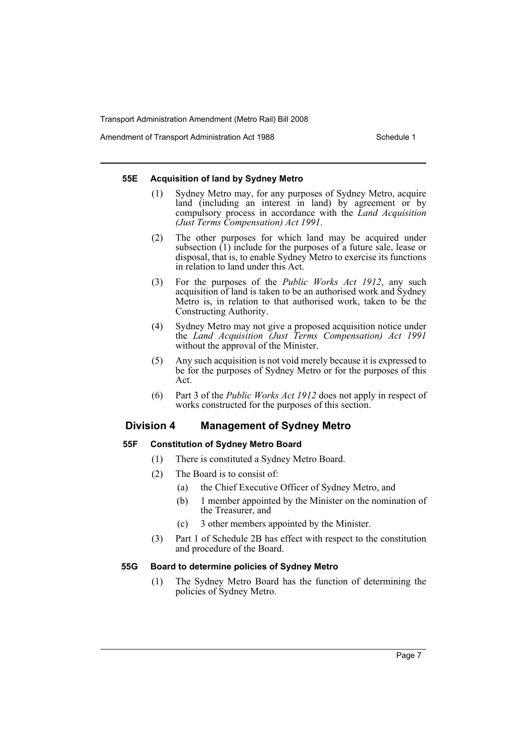#### 55E Acquisition of land by Sydney Metro

(1) Sydney Metro may, for any purposes of Sydney Metro, acquire land (including an interest in land) by agreement or by compulsory process in accordance with the *Land Acquisition (Just Terms Compensation) Act 1991*.

(2) The other purposes for which land may be acquired under subsection (1) include for the purposes of a future sale, lease or disposal, that is, to enable Sydney Metro to exercise its functions in relation to land under this Act.

(3) For the purposes of the *Public Works Act 1912*, any such acquisition of land is taken to be an authorised work and Sydney Metro is, in relation to that authorised work, taken to be the Constructing Authority.

(4) Sydney Metro may not give a proposed acquisition notice under the *Land Acquisition (Just Terms Compensation) Act 1991* without the approval of the Minister.

(5) Any such acquisition is not void merely because it is expressed to be for the purposes of Sydney Metro or for the purposes of this Act.

(6) Part 3 of the *Public Works Act 1912* does not apply in respect of works constructed for the purposes of this section.

### Division 4 Management of Sydney Metro

#### 55F Constitution of Sydney Metro Board

(1) There is constituted a Sydney Metro Board.

(2) The Board is to consist of:

(a) the Chief Executive Officer of Sydney Metro, and

(b) 1 member appointed by the Minister on the nomination of the Treasurer, and

(c) 3 other members appointed by the Minister.

(3) Part 1 of Schedule 2B has effect with respect to the constitution and procedure of the Board.

#### 55G Board to determine policies of Sydney Metro

(1) The Sydney Metro Board has the function of determining the policies of Sydney Metro.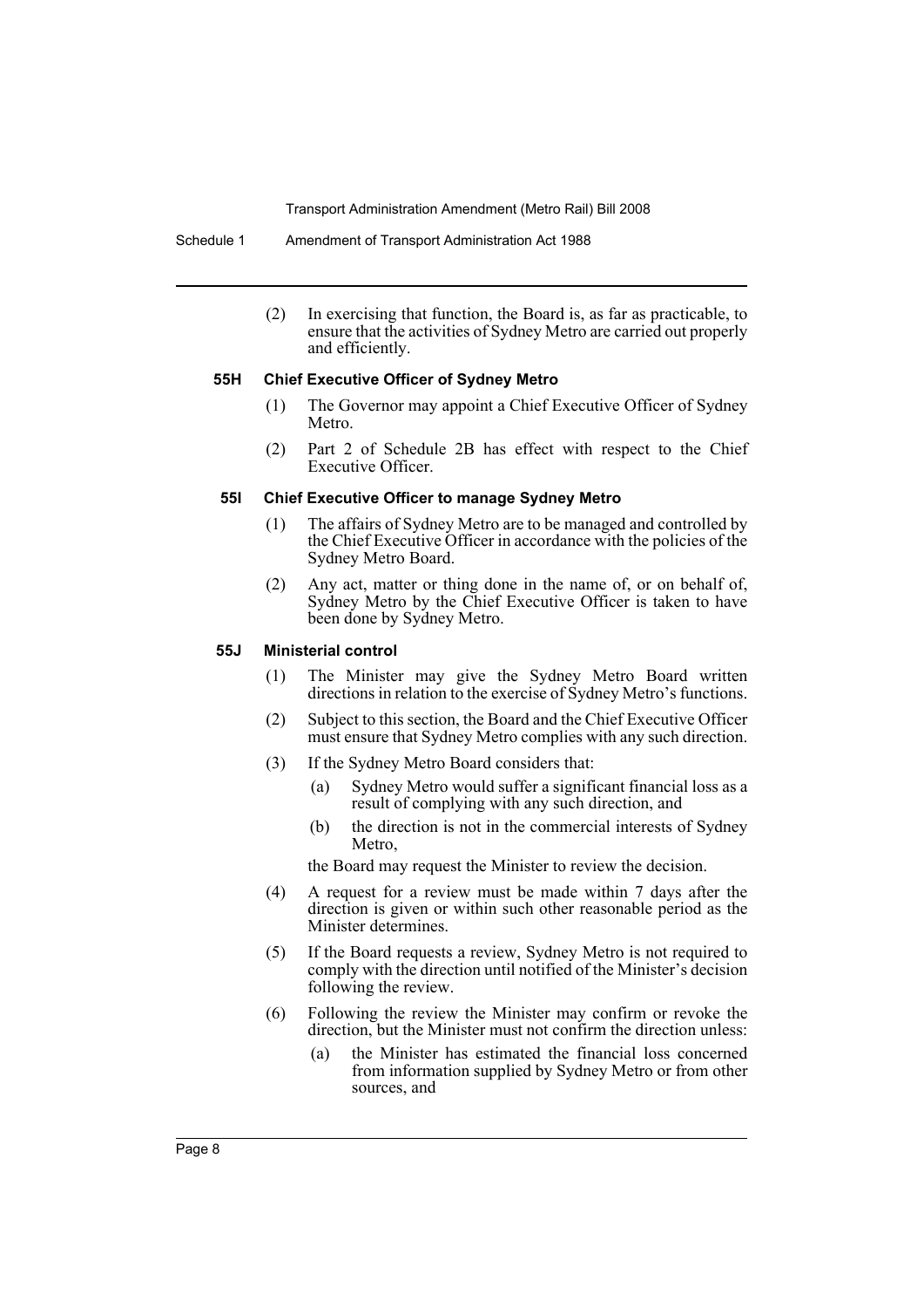(2) In exercising that function, the Board is, as far as practicable, to ensure that the activities of Sydney Metro are carried out properly and efficiently.

### 55H Chief Executive Officer of Sydney Metro

(1) The Governor may appoint a Chief Executive Officer of Sydney Metro.

(2) Part 2 of Schedule 2B has effect with respect to the Chief Executive Officer.

### 55I Chief Executive Officer to manage Sydney Metro

(1) The affairs of Sydney Metro are to be managed and controlled by the Chief Executive Officer in accordance with the policies of the Sydney Metro Board.

(2) Any act, matter or thing done in the name of, or on behalf of, Sydney Metro by the Chief Executive Officer is taken to have been done by Sydney Metro.

### 55J Ministerial control

(1) The Minister may give the Sydney Metro Board written directions in relation to the exercise of Sydney Metro's functions.

(2) Subject to this section, the Board and the Chief Executive Officer must ensure that Sydney Metro complies with any such direction.

(3) If the Sydney Metro Board considers that:

- (a) Sydney Metro would suffer a significant financial loss as a result of complying with any such direction, and
- (b) the direction is not in the commercial interests of Sydney Metro,

the Board may request the Minister to review the decision.

(4) A request for a review must be made within 7 days after the direction is given or within such other reasonable period as the Minister determines.

(5) If the Board requests a review, Sydney Metro is not required to comply with the direction until notified of the Minister's decision following the review.

(6) Following the review the Minister may confirm or revoke the direction, but the Minister must not confirm the direction unless:

- (a) the Minister has estimated the financial loss concerned from information supplied by Sydney Metro or from other sources, and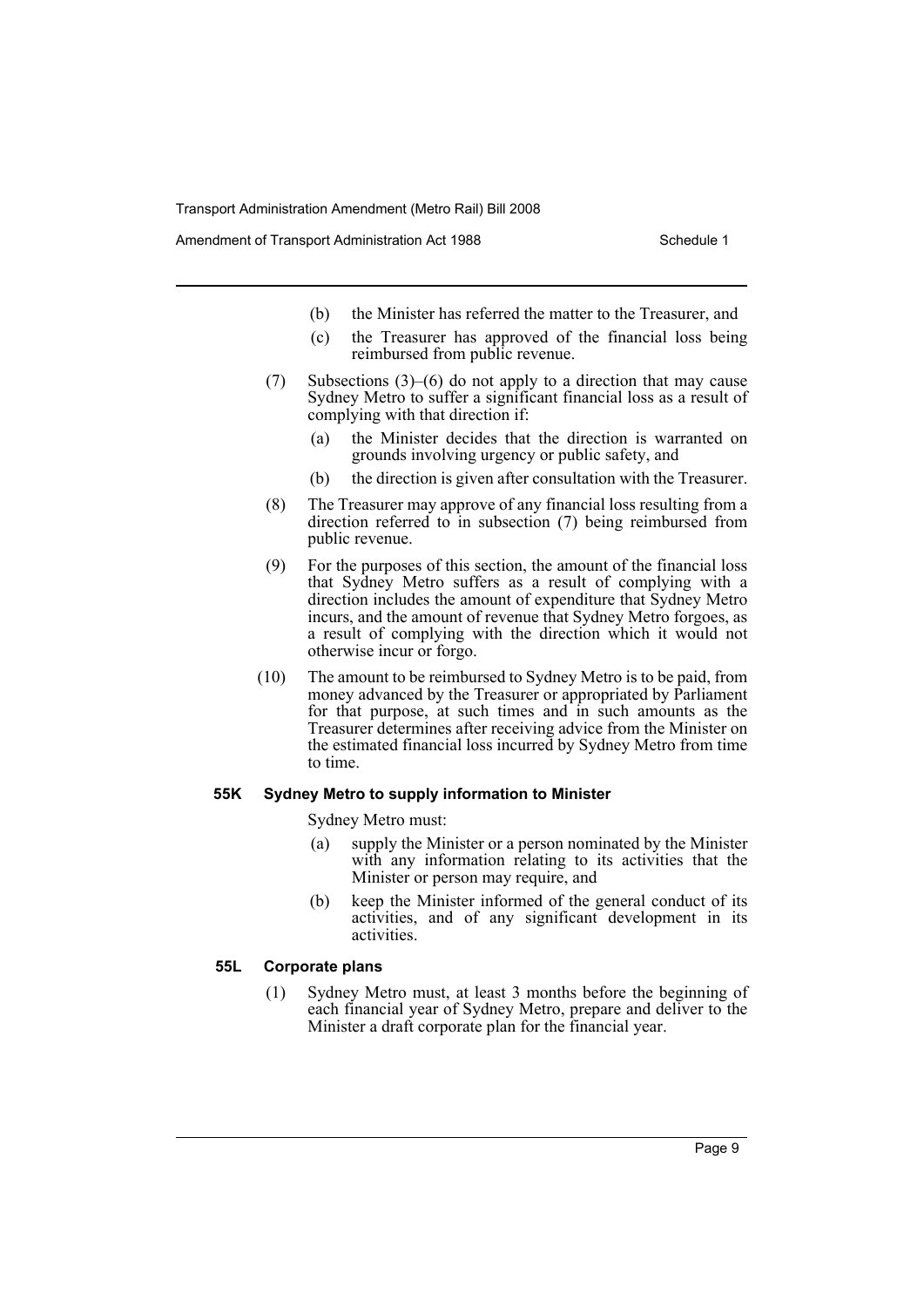(b) the Minister has referred the matter to the Treasurer, and

(c) the Treasurer has approved of the financial loss being reimbursed from public revenue.

(7) Subsections (3)–(6) do not apply to a direction that may cause Sydney Metro to suffer a significant financial loss as a result of complying with that direction if:

(a) the Minister decides that the direction is warranted on grounds involving urgency or public safety, and

(b) the direction is given after consultation with the Treasurer.

(8) The Treasurer may approve of any financial loss resulting from a direction referred to in subsection (7) being reimbursed from public revenue.

(9) For the purposes of this section, the amount of the financial loss that Sydney Metro suffers as a result of complying with a direction includes the amount of expenditure that Sydney Metro incurs, and the amount of revenue that Sydney Metro forgoes, as a result of complying with the direction which it would not otherwise incur or forgo.

(10) The amount to be reimbursed to Sydney Metro is to be paid, from money advanced by the Treasurer or appropriated by Parliament for that purpose, at such times and in such amounts as the Treasurer determines after receiving advice from the Minister on the estimated financial loss incurred by Sydney Metro from time to time.

#### 55K Sydney Metro to supply information to Minister

Sydney Metro must:

(a) supply the Minister or a person nominated by the Minister with any information relating to its activities that the Minister or person may require, and

(b) keep the Minister informed of the general conduct of its activities, and of any significant development in its activities.

#### 55L Corporate plans

(1) Sydney Metro must, at least 3 months before the beginning of each financial year of Sydney Metro, prepare and deliver to the Minister a draft corporate plan for the financial year.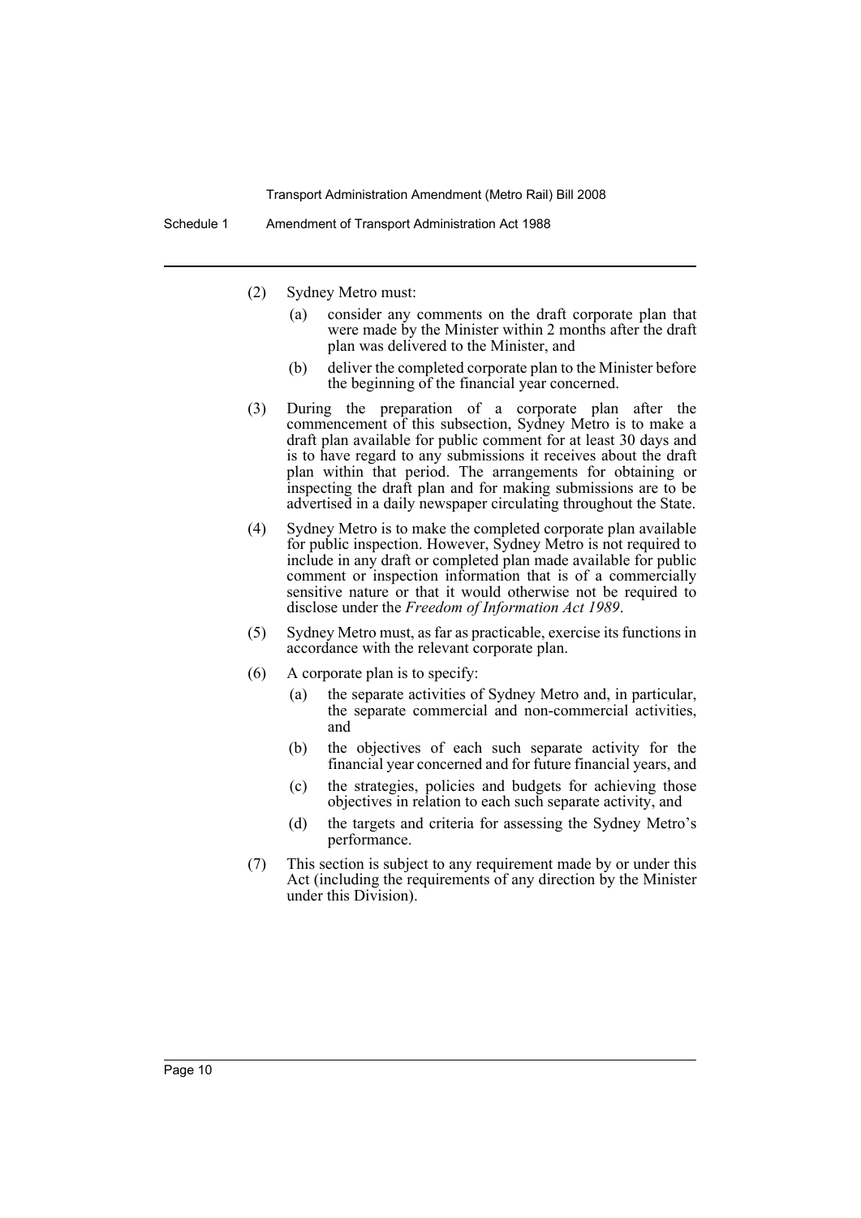(2) Sydney Metro must:

(a) consider any comments on the draft corporate plan that were made by the Minister within 2 months after the draft plan was delivered to the Minister, and

(b) deliver the completed corporate plan to the Minister before the beginning of the financial year concerned.

(3) During the preparation of a corporate plan after the commencement of this subsection, Sydney Metro is to make a draft plan available for public comment for at least 30 days and is to have regard to any submissions it receives about the draft plan within that period. The arrangements for obtaining or inspecting the draft plan and for making submissions are to be advertised in a daily newspaper circulating throughout the State.

(4) Sydney Metro is to make the completed corporate plan available for public inspection. However, Sydney Metro is not required to include in any draft or completed plan made available for public comment or inspection information that is of a commercially sensitive nature or that it would otherwise not be required to disclose under the *Freedom of Information Act 1989*.

(5) Sydney Metro must, as far as practicable, exercise its functions in accordance with the relevant corporate plan.

(6) A corporate plan is to specify:

(a) the separate activities of Sydney Metro and, in particular, the separate commercial and non-commercial activities, and

(b) the objectives of each such separate activity for the financial year concerned and for future financial years, and

(c) the strategies, policies and budgets for achieving those objectives in relation to each such separate activity, and

(d) the targets and criteria for assessing the Sydney Metro's performance.

(7) This section is subject to any requirement made by or under this Act (including the requirements of any direction by the Minister under this Division).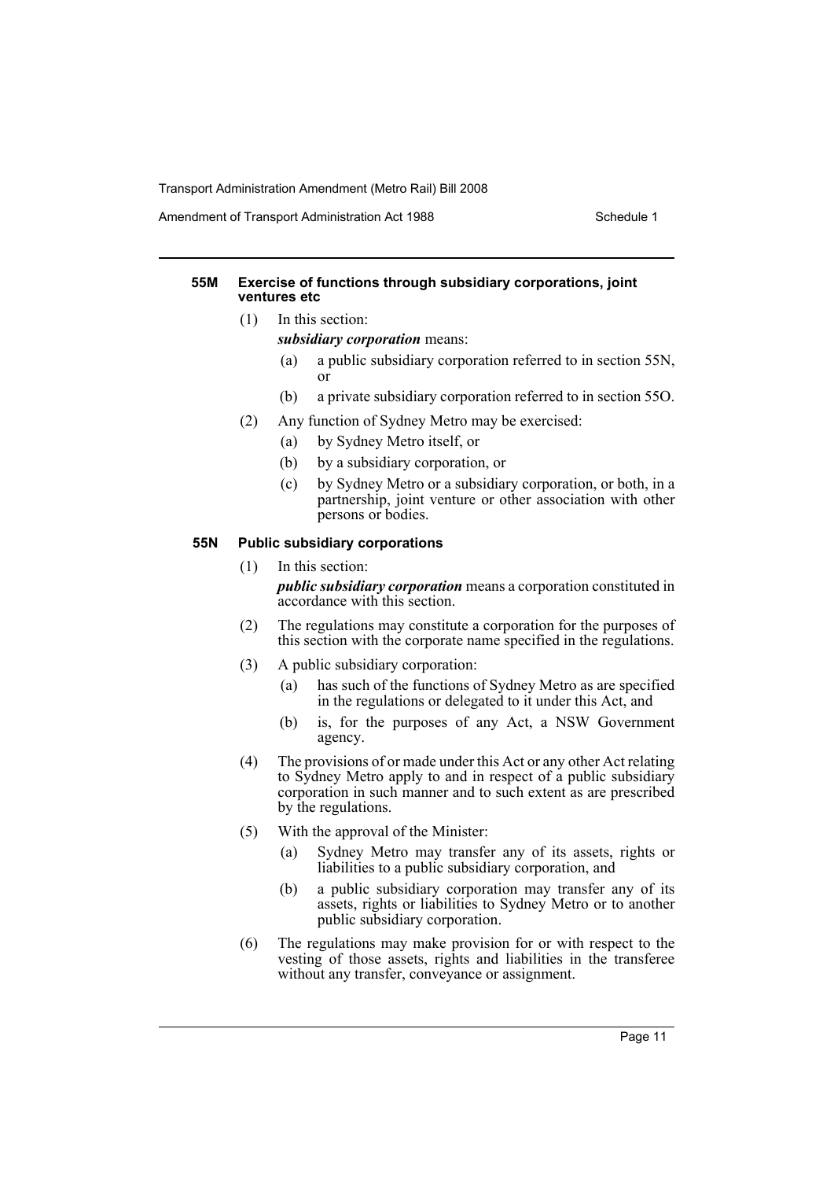#### 55M Exercise of functions through subsidiary corporations, joint ventures etc

(1) In this section:

***subsidiary corporation*** means:

- (a) a public subsidiary corporation referred to in section 55N, or
- (b) a private subsidiary corporation referred to in section 55O.

(2) Any function of Sydney Metro may be exercised:

- (a) by Sydney Metro itself, or
- (b) by a subsidiary corporation, or
- (c) by Sydney Metro or a subsidiary corporation, or both, in a partnership, joint venture or other association with other persons or bodies.

#### 55N Public subsidiary corporations

(1) In this section:

***public subsidiary corporation*** means a corporation constituted in accordance with this section.

(2) The regulations may constitute a corporation for the purposes of this section with the corporate name specified in the regulations.

(3) A public subsidiary corporation:

- (a) has such of the functions of Sydney Metro as are specified in the regulations or delegated to it under this Act, and
- (b) is, for the purposes of any Act, a NSW Government agency.

(4) The provisions of or made under this Act or any other Act relating to Sydney Metro apply to and in respect of a public subsidiary corporation in such manner and to such extent as are prescribed by the regulations.

(5) With the approval of the Minister:

- (a) Sydney Metro may transfer any of its assets, rights or liabilities to a public subsidiary corporation, and
- (b) a public subsidiary corporation may transfer any of its assets, rights or liabilities to Sydney Metro or to another public subsidiary corporation.

(6) The regulations may make provision for or with respect to the vesting of those assets, rights and liabilities in the transferee without any transfer, conveyance or assignment.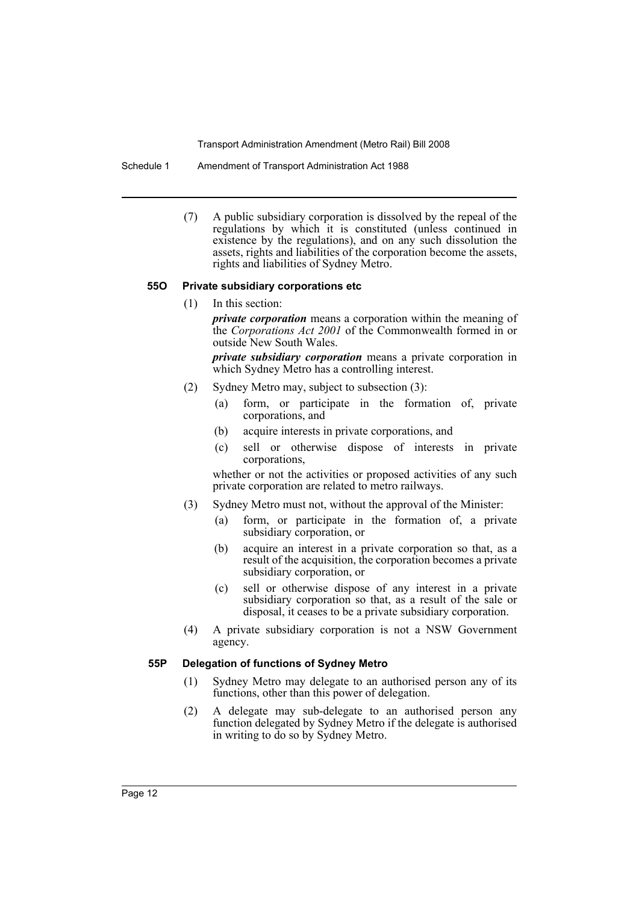(7) A public subsidiary corporation is dissolved by the repeal of the regulations by which it is constituted (unless continued in existence by the regulations), and on any such dissolution the assets, rights and liabilities of the corporation become the assets, rights and liabilities of Sydney Metro.

### 55O Private subsidiary corporations etc

(1) In this section:

***private corporation*** means a corporation within the meaning of the *Corporations Act 2001* of the Commonwealth formed in or outside New South Wales.

***private subsidiary corporation*** means a private corporation in which Sydney Metro has a controlling interest.

(2) Sydney Metro may, subject to subsection (3):

- (a) form, or participate in the formation of, private corporations, and
- (b) acquire interests in private corporations, and
- (c) sell or otherwise dispose of interests in private corporations,

whether or not the activities or proposed activities of any such private corporation are related to metro railways.

(3) Sydney Metro must not, without the approval of the Minister:

- (a) form, or participate in the formation of, a private subsidiary corporation, or
- (b) acquire an interest in a private corporation so that, as a result of the acquisition, the corporation becomes a private subsidiary corporation, or
- (c) sell or otherwise dispose of any interest in a private subsidiary corporation so that, as a result of the sale or disposal, it ceases to be a private subsidiary corporation.

(4) A private subsidiary corporation is not a NSW Government agency.

### 55P Delegation of functions of Sydney Metro

(1) Sydney Metro may delegate to an authorised person any of its functions, other than this power of delegation.

(2) A delegate may sub-delegate to an authorised person any function delegated by Sydney Metro if the delegate is authorised in writing to do so by Sydney Metro.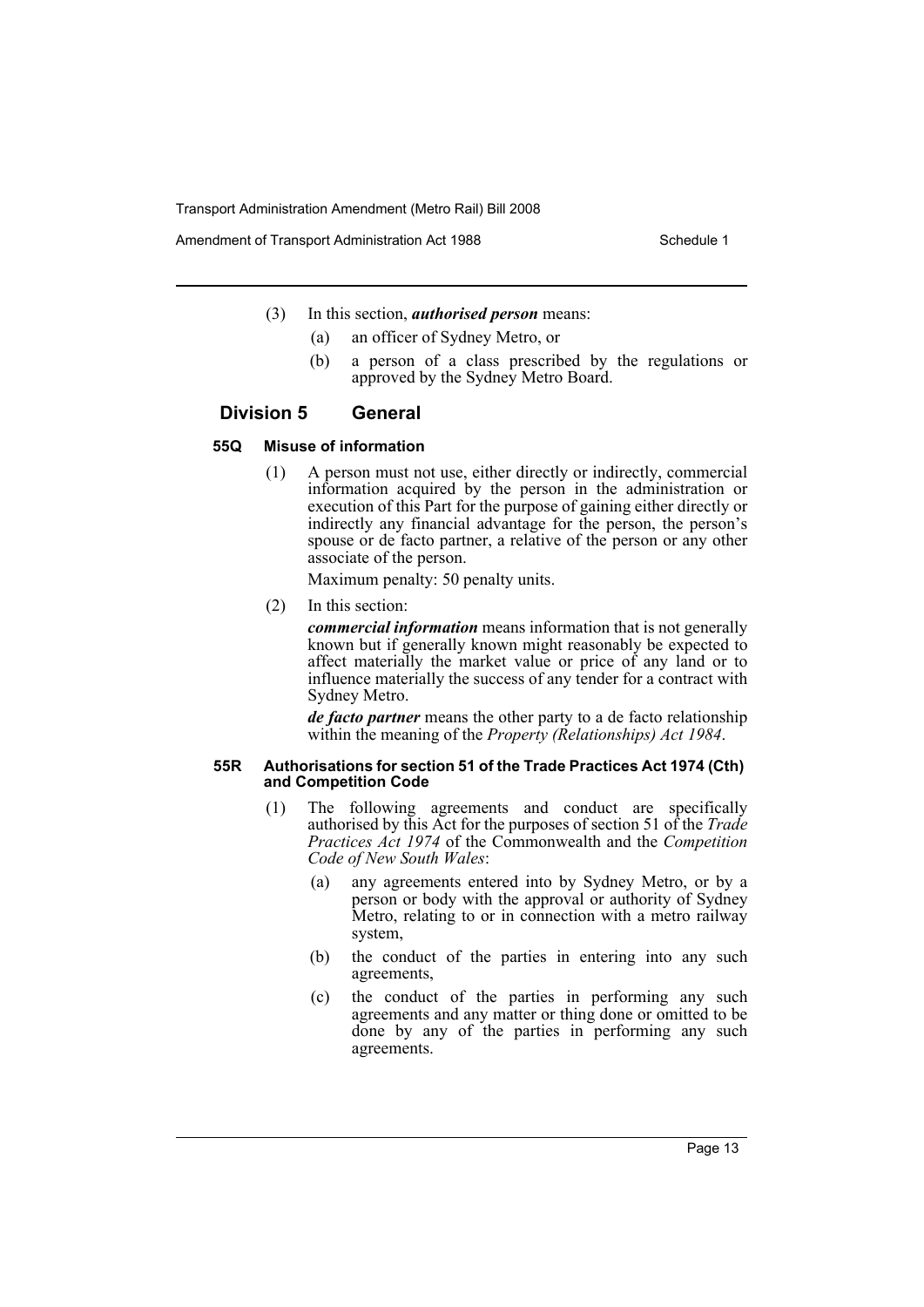(3) In this section, ***authorised person*** means:

(a) an officer of Sydney Metro, or

(b) a person of a class prescribed by the regulations or approved by the Sydney Metro Board.

## Division 5 General

### 55Q Misuse of information

(1) A person must not use, either directly or indirectly, commercial information acquired by the person in the administration or execution of this Part for the purpose of gaining either directly or indirectly any financial advantage for the person, the person's spouse or de facto partner, a relative of the person or any other associate of the person.

Maximum penalty: 50 penalty units.

(2) In this section:

***commercial information*** means information that is not generally known but if generally known might reasonably be expected to affect materially the market value or price of any land or to influence materially the success of any tender for a contract with Sydney Metro.

***de facto partner*** means the other party to a de facto relationship within the meaning of the *Property (Relationships) Act 1984*.

### 55R Authorisations for section 51 of the Trade Practices Act 1974 (Cth) and Competition Code

(1) The following agreements and conduct are specifically authorised by this Act for the purposes of section 51 of the *Trade Practices Act 1974* of the Commonwealth and the *Competition Code of New South Wales*:

(a) any agreements entered into by Sydney Metro, or by a person or body with the approval or authority of Sydney Metro, relating to or in connection with a metro railway system,

(b) the conduct of the parties in entering into any such agreements,

(c) the conduct of the parties in performing any such agreements and any matter or thing done or omitted to be done by any of the parties in performing any such agreements.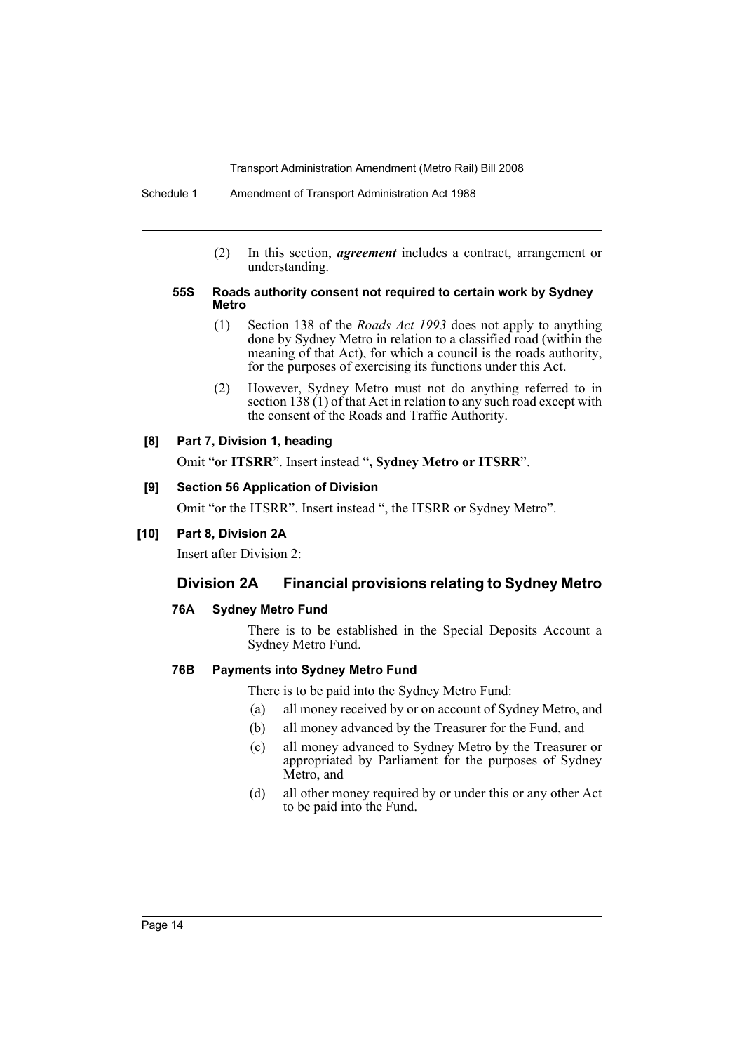(2) In this section, ***agreement*** includes a contract, arrangement or understanding.

#### 55S Roads authority consent not required to certain work by Sydney Metro

(1) Section 138 of the *Roads Act 1993* does not apply to anything done by Sydney Metro in relation to a classified road (within the meaning of that Act), for which a council is the roads authority, for the purposes of exercising its functions under this Act.

(2) However, Sydney Metro must not do anything referred to in section 138 (1) of that Act in relation to any such road except with the consent of the Roads and Traffic Authority.

### [8] Part 7, Division 1, heading

Omit "**or ITSRR**". Insert instead "**, Sydney Metro or ITSRR**".

### [9] Section 56 Application of Division

Omit "or the ITSRR". Insert instead ", the ITSRR or Sydney Metro".

### [10] Part 8, Division 2A

Insert after Division 2:

## Division 2A Financial provisions relating to Sydney Metro

#### 76A Sydney Metro Fund

There is to be established in the Special Deposits Account a Sydney Metro Fund.

#### 76B Payments into Sydney Metro Fund

There is to be paid into the Sydney Metro Fund:

(a) all money received by or on account of Sydney Metro, and

(b) all money advanced by the Treasurer for the Fund, and

(c) all money advanced to Sydney Metro by the Treasurer or appropriated by Parliament for the purposes of Sydney Metro, and

(d) all other money required by or under this or any other Act to be paid into the Fund.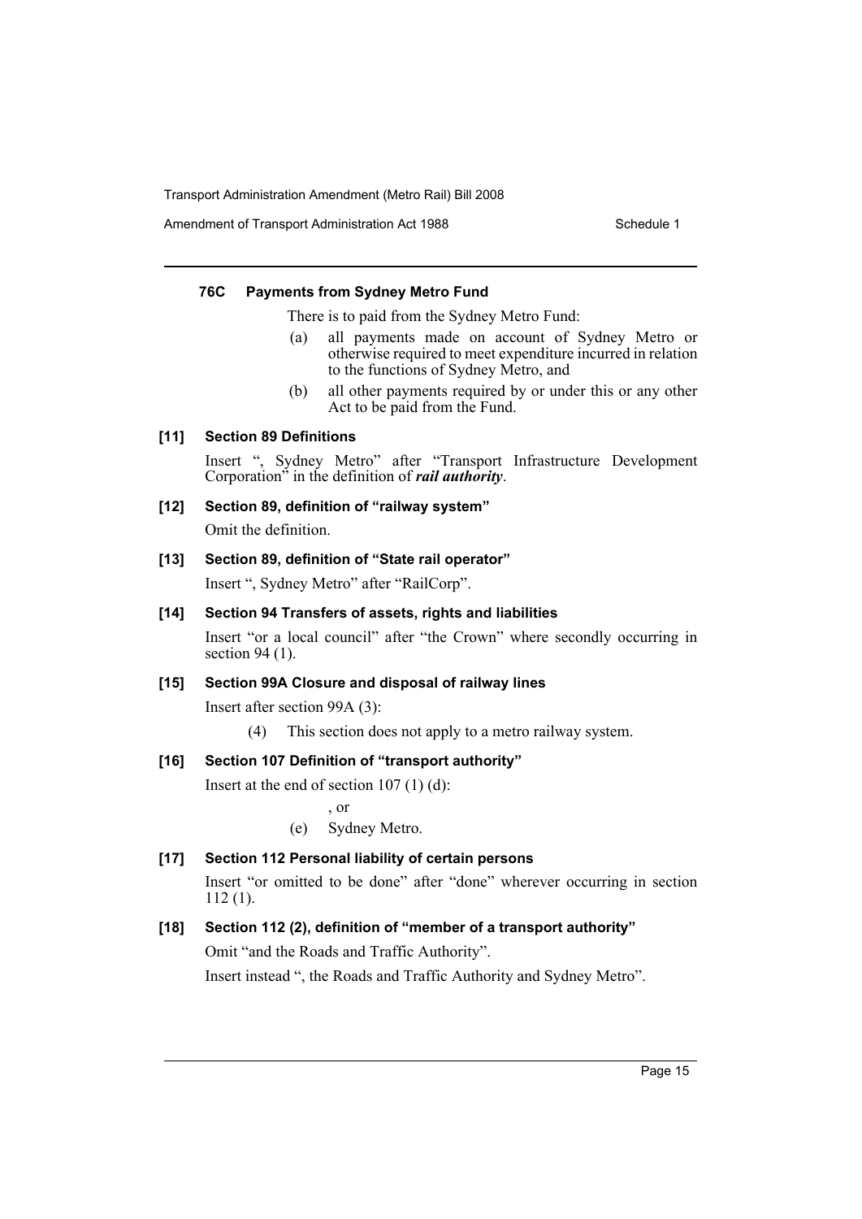#### 76C Payments from Sydney Metro Fund

There is to paid from the Sydney Metro Fund:

(a) all payments made on account of Sydney Metro or otherwise required to meet expenditure incurred in relation to the functions of Sydney Metro, and

(b) all other payments required by or under this or any other Act to be paid from the Fund.

#### [11] Section 89 Definitions

Insert ", Sydney Metro" after "Transport Infrastructure Development Corporation" in the definition of ***rail authority***.

#### [12] Section 89, definition of "railway system"

Omit the definition.

#### [13] Section 89, definition of "State rail operator"

Insert ", Sydney Metro" after "RailCorp".

#### [14] Section 94 Transfers of assets, rights and liabilities

Insert "or a local council" after "the Crown" where secondly occurring in section 94 (1).

#### [15] Section 99A Closure and disposal of railway lines

Insert after section 99A (3):

(4) This section does not apply to a metro railway system.

#### [16] Section 107 Definition of "transport authority"

Insert at the end of section 107 (1) (d):

, or

(e) Sydney Metro.

#### [17] Section 112 Personal liability of certain persons

Insert "or omitted to be done" after "done" wherever occurring in section 112 (1).

#### [18] Section 112 (2), definition of "member of a transport authority"

Omit "and the Roads and Traffic Authority".

Insert instead ", the Roads and Traffic Authority and Sydney Metro".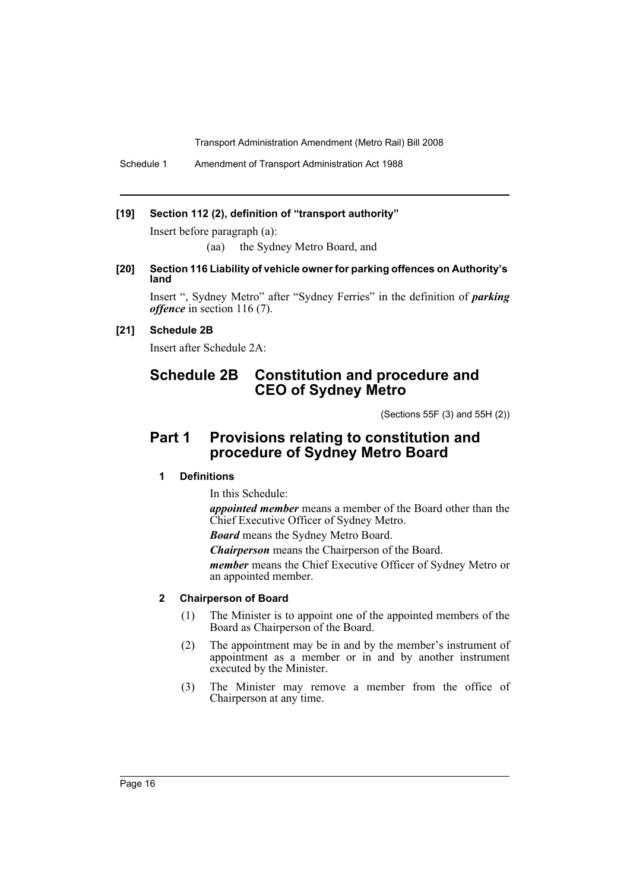**[19] Section 112 (2), definition of "transport authority"**

Insert before paragraph (a):

(aa) the Sydney Metro Board, and

**[20] Section 116 Liability of vehicle owner for parking offences on Authority's land**

Insert ", Sydney Metro" after "Sydney Ferries" in the definition of ***parking offence*** in section 116 (7).

**[21] Schedule 2B**

Insert after Schedule 2A:

# Schedule 2B Constitution and procedure and CEO of Sydney Metro

(Sections 55F (3) and 55H (2))

## Part 1 Provisions relating to constitution and procedure of Sydney Metro Board

### 1 Definitions

In this Schedule:

***appointed member*** means a member of the Board other than the Chief Executive Officer of Sydney Metro.

***Board*** means the Sydney Metro Board.

***Chairperson*** means the Chairperson of the Board.

***member*** means the Chief Executive Officer of Sydney Metro or an appointed member.

### 2 Chairperson of Board

(1) The Minister is to appoint one of the appointed members of the Board as Chairperson of the Board.

(2) The appointment may be in and by the member's instrument of appointment as a member or in and by another instrument executed by the Minister.

(3) The Minister may remove a member from the office of Chairperson at any time.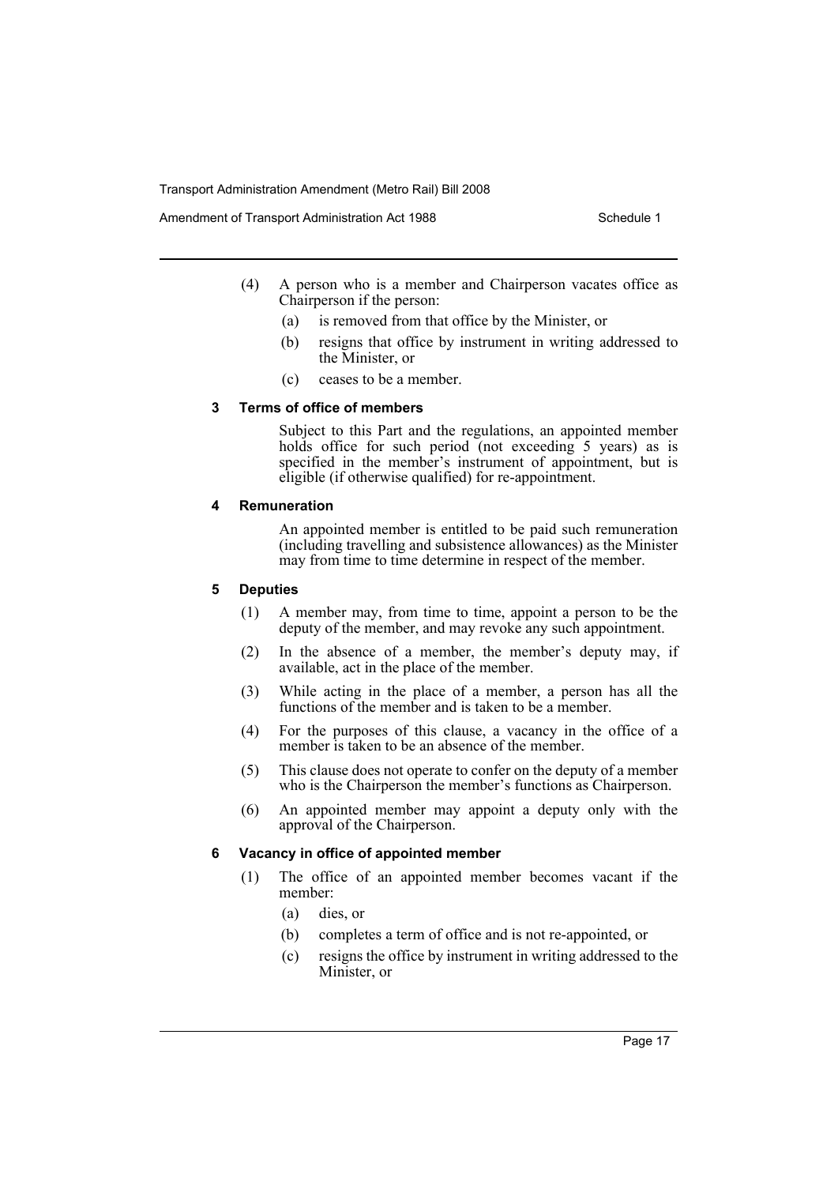(4) A person who is a member and Chairperson vacates office as Chairperson if the person:

(a) is removed from that office by the Minister, or

(b) resigns that office by instrument in writing addressed to the Minister, or

(c) ceases to be a member.

### 3 Terms of office of members

Subject to this Part and the regulations, an appointed member holds office for such period (not exceeding 5 years) as is specified in the member's instrument of appointment, but is eligible (if otherwise qualified) for re-appointment.

### 4 Remuneration

An appointed member is entitled to be paid such remuneration (including travelling and subsistence allowances) as the Minister may from time to time determine in respect of the member.

### 5 Deputies

(1) A member may, from time to time, appoint a person to be the deputy of the member, and may revoke any such appointment.

(2) In the absence of a member, the member's deputy may, if available, act in the place of the member.

(3) While acting in the place of a member, a person has all the functions of the member and is taken to be a member.

(4) For the purposes of this clause, a vacancy in the office of a member is taken to be an absence of the member.

(5) This clause does not operate to confer on the deputy of a member who is the Chairperson the member's functions as Chairperson.

(6) An appointed member may appoint a deputy only with the approval of the Chairperson.

### 6 Vacancy in office of appointed member

(1) The office of an appointed member becomes vacant if the member:

(a) dies, or

(b) completes a term of office and is not re-appointed, or

(c) resigns the office by instrument in writing addressed to the Minister, or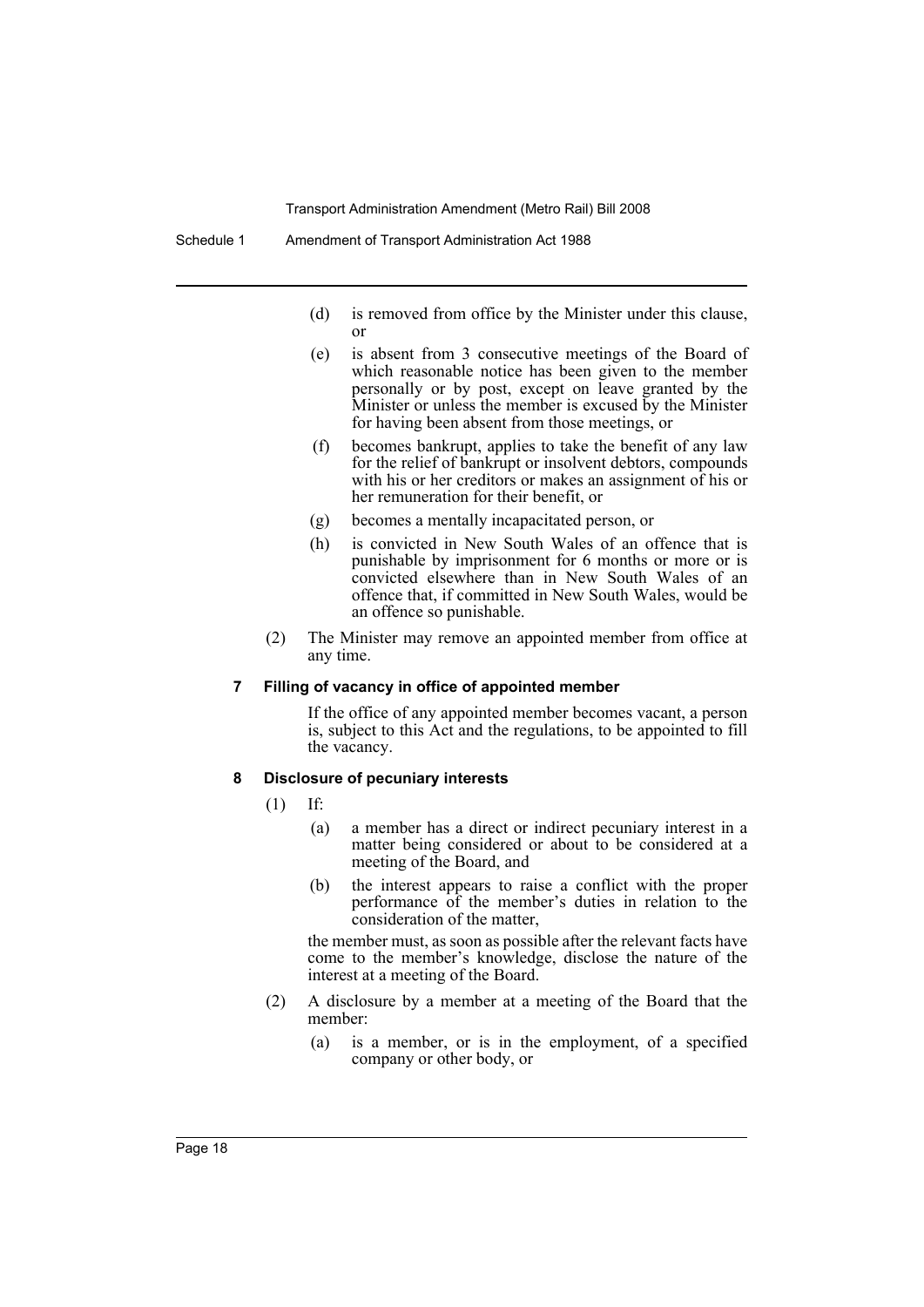(d) is removed from office by the Minister under this clause, or

(e) is absent from 3 consecutive meetings of the Board of which reasonable notice has been given to the member personally or by post, except on leave granted by the Minister or unless the member is excused by the Minister for having been absent from those meetings, or

(f) becomes bankrupt, applies to take the benefit of any law for the relief of bankrupt or insolvent debtors, compounds with his or her creditors or makes an assignment of his or her remuneration for their benefit, or

(g) becomes a mentally incapacitated person, or

(h) is convicted in New South Wales of an offence that is punishable by imprisonment for 6 months or more or is convicted elsewhere than in New South Wales of an offence that, if committed in New South Wales, would be an offence so punishable.

(2) The Minister may remove an appointed member from office at any time.

#### 7 Filling of vacancy in office of appointed member

If the office of any appointed member becomes vacant, a person is, subject to this Act and the regulations, to be appointed to fill the vacancy.

#### 8 Disclosure of pecuniary interests

(1) If:

(a) a member has a direct or indirect pecuniary interest in a matter being considered or about to be considered at a meeting of the Board, and

(b) the interest appears to raise a conflict with the proper performance of the member's duties in relation to the consideration of the matter,

the member must, as soon as possible after the relevant facts have come to the member's knowledge, disclose the nature of the interest at a meeting of the Board.

(2) A disclosure by a member at a meeting of the Board that the member:

(a) is a member, or is in the employment, of a specified company or other body, or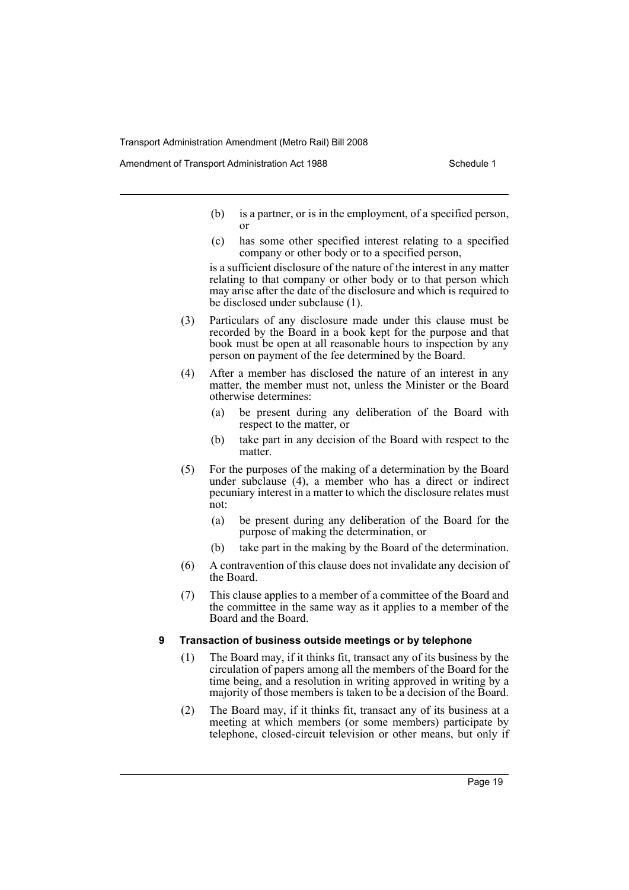(b) is a partner, or is in the employment, of a specified person, or

(c) has some other specified interest relating to a specified company or other body or to a specified person,

is a sufficient disclosure of the nature of the interest in any matter relating to that company or other body or to that person which may arise after the date of the disclosure and which is required to be disclosed under subclause (1).

(3) Particulars of any disclosure made under this clause must be recorded by the Board in a book kept for the purpose and that book must be open at all reasonable hours to inspection by any person on payment of the fee determined by the Board.

(4) After a member has disclosed the nature of an interest in any matter, the member must not, unless the Minister or the Board otherwise determines:

(a) be present during any deliberation of the Board with respect to the matter, or

(b) take part in any decision of the Board with respect to the matter.

(5) For the purposes of the making of a determination by the Board under subclause (4), a member who has a direct or indirect pecuniary interest in a matter to which the disclosure relates must not:

(a) be present during any deliberation of the Board for the purpose of making the determination, or

(b) take part in the making by the Board of the determination.

(6) A contravention of this clause does not invalidate any decision of the Board.

(7) This clause applies to a member of a committee of the Board and the committee in the same way as it applies to a member of the Board and the Board.

#### 9 Transaction of business outside meetings or by telephone

(1) The Board may, if it thinks fit, transact any of its business by the circulation of papers among all the members of the Board for the time being, and a resolution in writing approved in writing by a majority of those members is taken to be a decision of the Board.

(2) The Board may, if it thinks fit, transact any of its business at a meeting at which members (or some members) participate by telephone, closed-circuit television or other means, but only if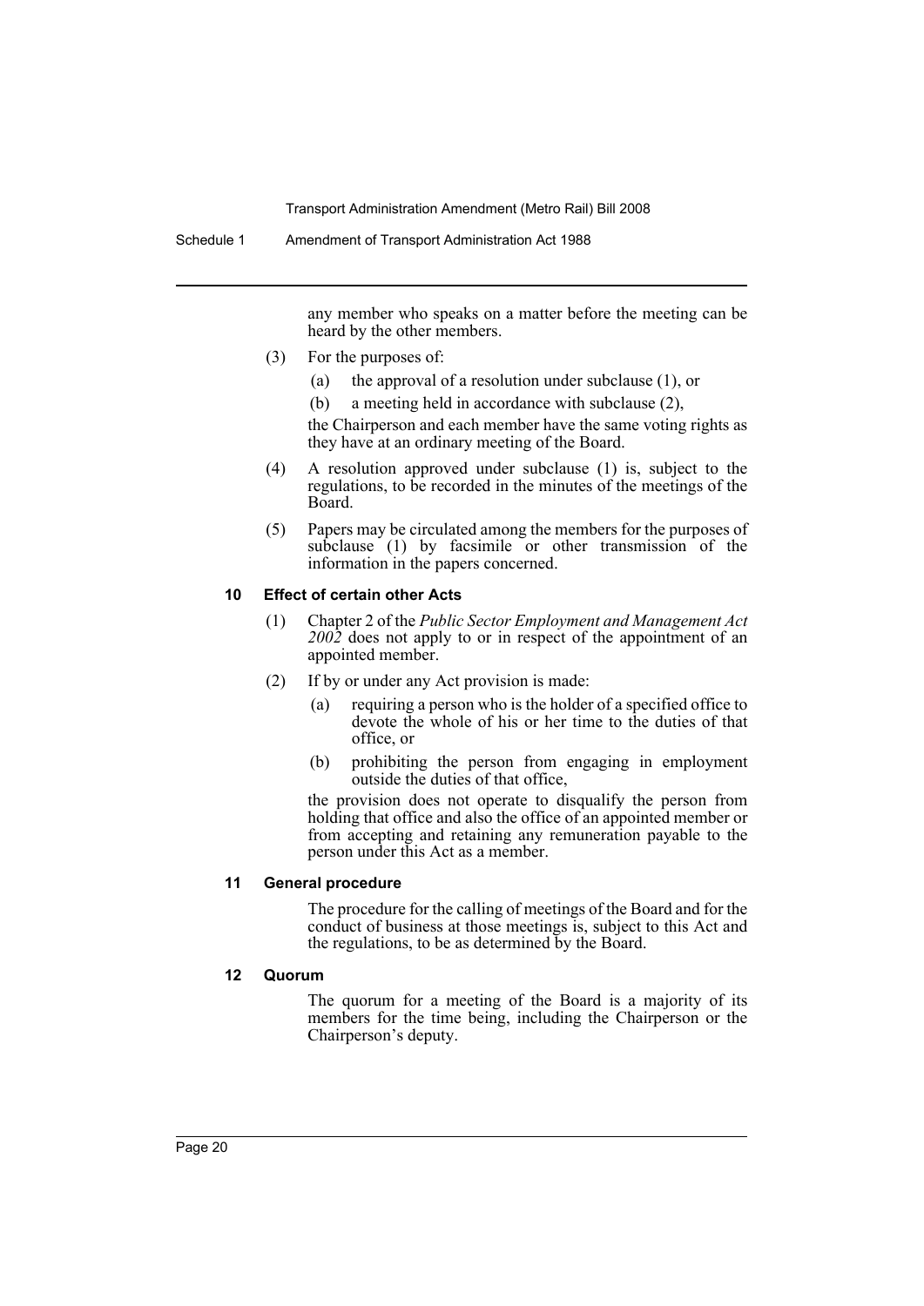any member who speaks on a matter before the meeting can be heard by the other members.

(3) For the purposes of:

(a) the approval of a resolution under subclause (1), or

(b) a meeting held in accordance with subclause (2),

the Chairperson and each member have the same voting rights as they have at an ordinary meeting of the Board.

(4) A resolution approved under subclause (1) is, subject to the regulations, to be recorded in the minutes of the meetings of the Board.

(5) Papers may be circulated among the members for the purposes of subclause (1) by facsimile or other transmission of the information in the papers concerned.

#### 10 Effect of certain other Acts

(1) Chapter 2 of the *Public Sector Employment and Management Act 2002* does not apply to or in respect of the appointment of an appointed member.

(2) If by or under any Act provision is made:

(a) requiring a person who is the holder of a specified office to devote the whole of his or her time to the duties of that office, or

(b) prohibiting the person from engaging in employment outside the duties of that office,

the provision does not operate to disqualify the person from holding that office and also the office of an appointed member or from accepting and retaining any remuneration payable to the person under this Act as a member.

#### 11 General procedure

The procedure for the calling of meetings of the Board and for the conduct of business at those meetings is, subject to this Act and the regulations, to be as determined by the Board.

#### 12 Quorum

The quorum for a meeting of the Board is a majority of its members for the time being, including the Chairperson or the Chairperson's deputy.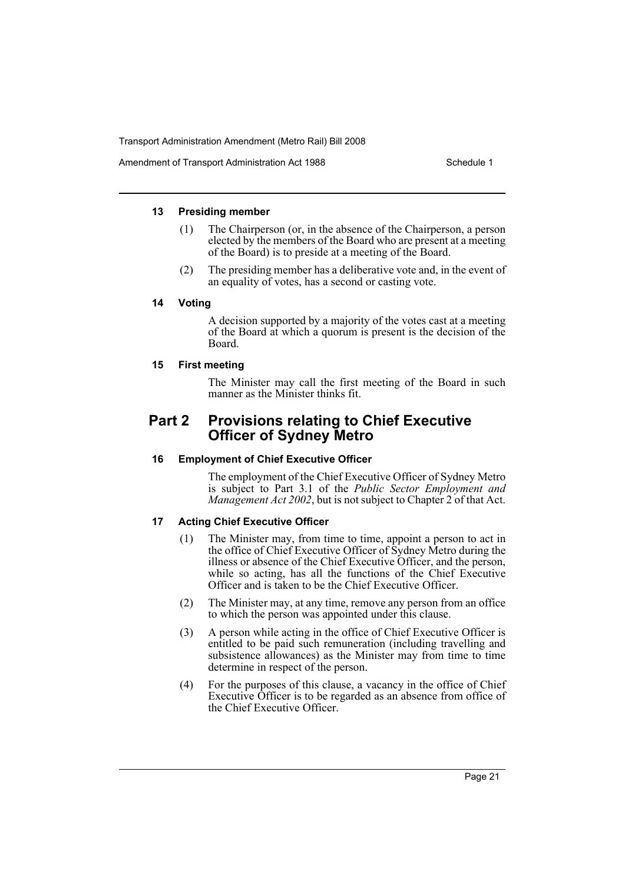#### 13 Presiding member

(1) The Chairperson (or, in the absence of the Chairperson, a person elected by the members of the Board who are present at a meeting of the Board) is to preside at a meeting of the Board.

(2) The presiding member has a deliberative vote and, in the event of an equality of votes, has a second or casting vote.

#### 14 Voting

A decision supported by a majority of the votes cast at a meeting of the Board at which a quorum is present is the decision of the Board.

#### 15 First meeting

The Minister may call the first meeting of the Board in such manner as the Minister thinks fit.

## Part 2 Provisions relating to Chief Executive Officer of Sydney Metro

#### 16 Employment of Chief Executive Officer

The employment of the Chief Executive Officer of Sydney Metro is subject to Part 3.1 of the *Public Sector Employment and Management Act 2002*, but is not subject to Chapter 2 of that Act.

#### 17 Acting Chief Executive Officer

(1) The Minister may, from time to time, appoint a person to act in the office of Chief Executive Officer of Sydney Metro during the illness or absence of the Chief Executive Officer, and the person, while so acting, has all the functions of the Chief Executive Officer and is taken to be the Chief Executive Officer.

(2) The Minister may, at any time, remove any person from an office to which the person was appointed under this clause.

(3) A person while acting in the office of Chief Executive Officer is entitled to be paid such remuneration (including travelling and subsistence allowances) as the Minister may from time to time determine in respect of the person.

(4) For the purposes of this clause, a vacancy in the office of Chief Executive Officer is to be regarded as an absence from office of the Chief Executive Officer.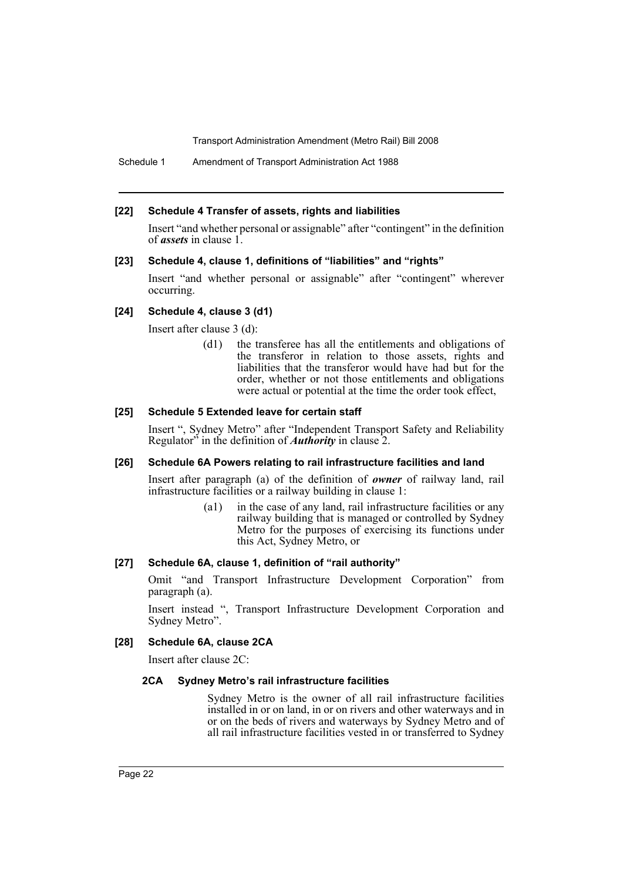**[22] Schedule 4 Transfer of assets, rights and liabilities**

Insert "and whether personal or assignable" after "contingent" in the definition of ***assets*** in clause 1.

**[23] Schedule 4, clause 1, definitions of "liabilities" and "rights"**

Insert "and whether personal or assignable" after "contingent" wherever occurring.

**[24] Schedule 4, clause 3 (d1)**

Insert after clause 3 (d):

> (d1) the transferee has all the entitlements and obligations of the transferor in relation to those assets, rights and liabilities that the transferor would have had but for the order, whether or not those entitlements and obligations were actual or potential at the time the order took effect,

**[25] Schedule 5 Extended leave for certain staff**

Insert ", Sydney Metro" after "Independent Transport Safety and Reliability Regulator" in the definition of ***Authority*** in clause 2.

**[26] Schedule 6A Powers relating to rail infrastructure facilities and land**

Insert after paragraph (a) of the definition of ***owner*** of railway land, rail infrastructure facilities or a railway building in clause 1:

> (a1) in the case of any land, rail infrastructure facilities or any railway building that is managed or controlled by Sydney Metro for the purposes of exercising its functions under this Act, Sydney Metro, or

**[27] Schedule 6A, clause 1, definition of "rail authority"**

Omit "and Transport Infrastructure Development Corporation" from paragraph (a).

Insert instead ", Transport Infrastructure Development Corporation and Sydney Metro".

**[28] Schedule 6A, clause 2CA**

Insert after clause 2C:

**2CA Sydney Metro's rail infrastructure facilities**

Sydney Metro is the owner of all rail infrastructure facilities installed in or on land, in or on rivers and other waterways and in or on the beds of rivers and waterways by Sydney Metro and of all rail infrastructure facilities vested in or transferred to Sydney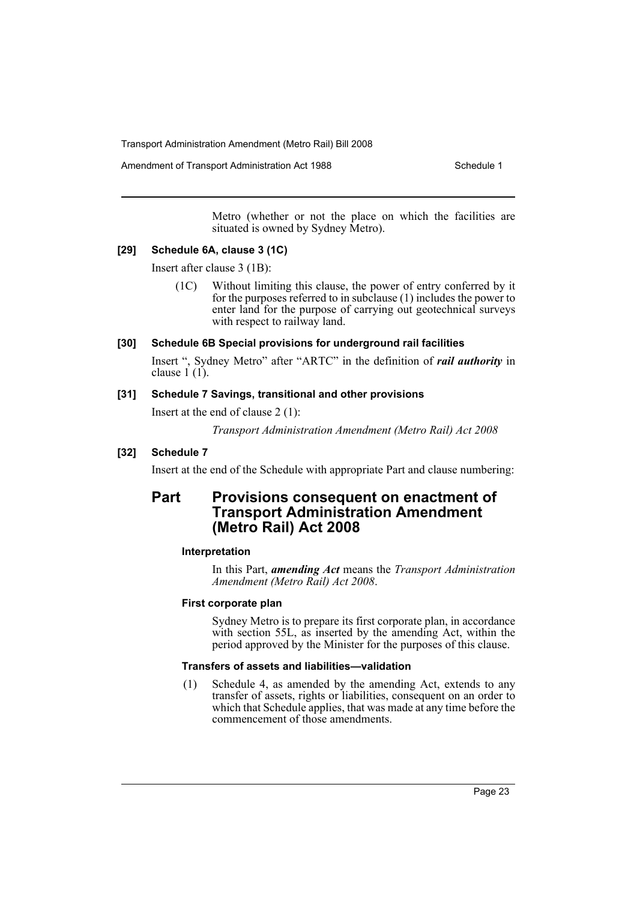Metro (whether or not the place on which the facilities are situated is owned by Sydney Metro).

### [29] Schedule 6A, clause 3 (1C)

Insert after clause 3 (1B):

(1C) Without limiting this clause, the power of entry conferred by it for the purposes referred to in subclause (1) includes the power to enter land for the purpose of carrying out geotechnical surveys with respect to railway land.

### [30] Schedule 6B Special provisions for underground rail facilities

Insert ", Sydney Metro" after "ARTC" in the definition of ***rail authority*** in clause 1 (1).

### [31] Schedule 7 Savings, transitional and other provisions

Insert at the end of clause 2 (1):

*Transport Administration Amendment (Metro Rail) Act 2008*

### [32] Schedule 7

Insert at the end of the Schedule with appropriate Part and clause numbering:

## Part Provisions consequent on enactment of Transport Administration Amendment (Metro Rail) Act 2008

#### Interpretation

In this Part, ***amending Act*** means the *Transport Administration Amendment (Metro Rail) Act 2008*.

#### First corporate plan

Sydney Metro is to prepare its first corporate plan, in accordance with section 55L, as inserted by the amending Act, within the period approved by the Minister for the purposes of this clause.

#### Transfers of assets and liabilities—validation

(1) Schedule 4, as amended by the amending Act, extends to any transfer of assets, rights or liabilities, consequent on an order to which that Schedule applies, that was made at any time before the commencement of those amendments.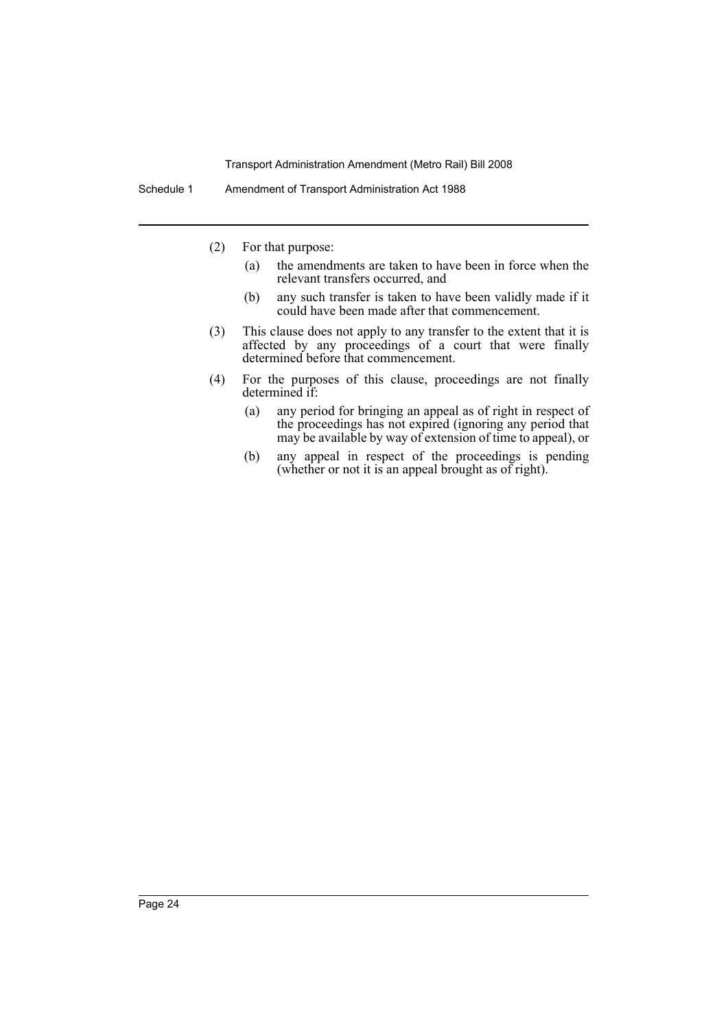(2) For that purpose:

(a) the amendments are taken to have been in force when the relevant transfers occurred, and

(b) any such transfer is taken to have been validly made if it could have been made after that commencement.

(3) This clause does not apply to any transfer to the extent that it is affected by any proceedings of a court that were finally determined before that commencement.

(4) For the purposes of this clause, proceedings are not finally determined if:

(a) any period for bringing an appeal as of right in respect of the proceedings has not expired (ignoring any period that may be available by way of extension of time to appeal), or

(b) any appeal in respect of the proceedings is pending (whether or not it is an appeal brought as of right).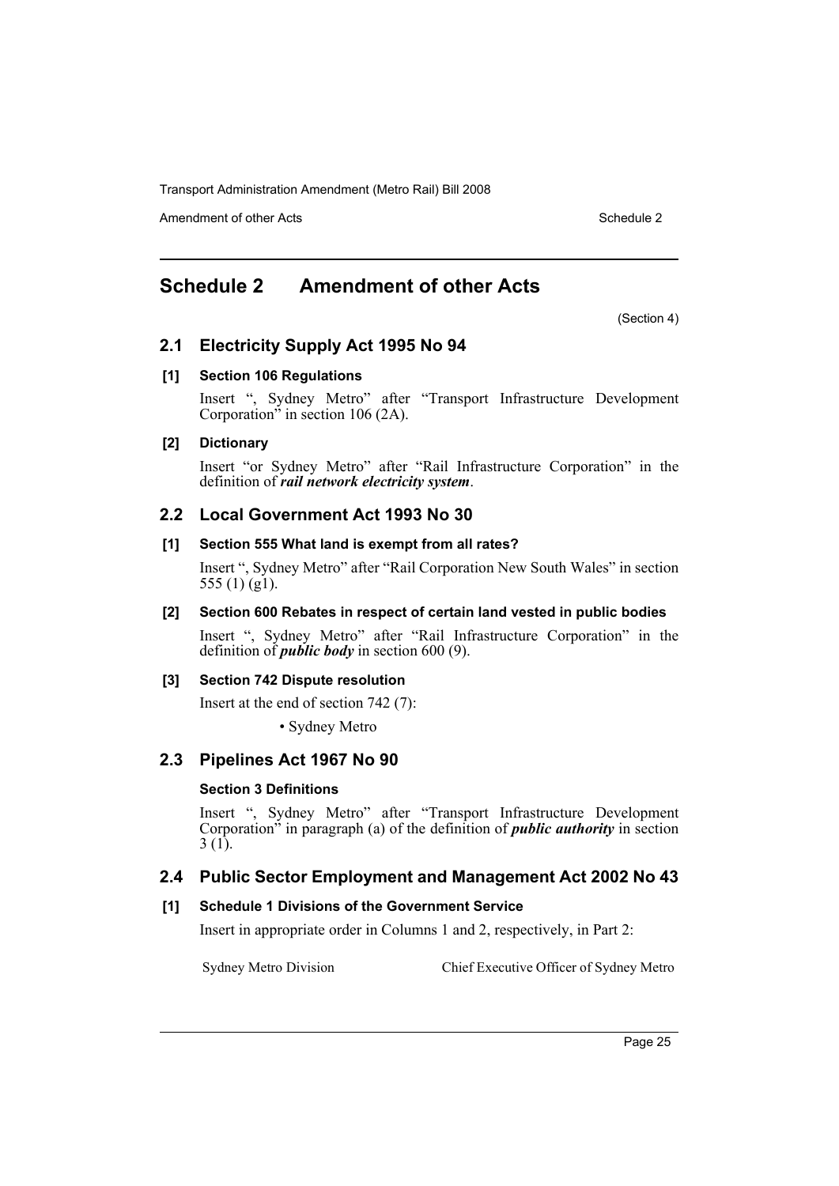# Schedule 2 Amendment of other Acts

(Section 4)

## 2.1 Electricity Supply Act 1995 No 94

### [1] Section 106 Regulations

Insert ", Sydney Metro" after "Transport Infrastructure Development Corporation" in section 106 (2A).

### [2] Dictionary

Insert "or Sydney Metro" after "Rail Infrastructure Corporation" in the definition of ***rail network electricity system***.

## 2.2 Local Government Act 1993 No 30

### [1] Section 555 What land is exempt from all rates?

Insert ", Sydney Metro" after "Rail Corporation New South Wales" in section 555 (1) (g1).

### [2] Section 600 Rebates in respect of certain land vested in public bodies

Insert ", Sydney Metro" after "Rail Infrastructure Corporation" in the definition of ***public body*** in section 600 (9).

### [3] Section 742 Dispute resolution

Insert at the end of section 742 (7):

- Sydney Metro

## 2.3 Pipelines Act 1967 No 90

### Section 3 Definitions

Insert ", Sydney Metro" after "Transport Infrastructure Development Corporation" in paragraph (a) of the definition of ***public authority*** in section 3 (1).

## 2.4 Public Sector Employment and Management Act 2002 No 43

### [1] Schedule 1 Divisions of the Government Service

Insert in appropriate order in Columns 1 and 2, respectively, in Part 2:

| | |
|---|---|
| Sydney Metro Division | Chief Executive Officer of Sydney Metro |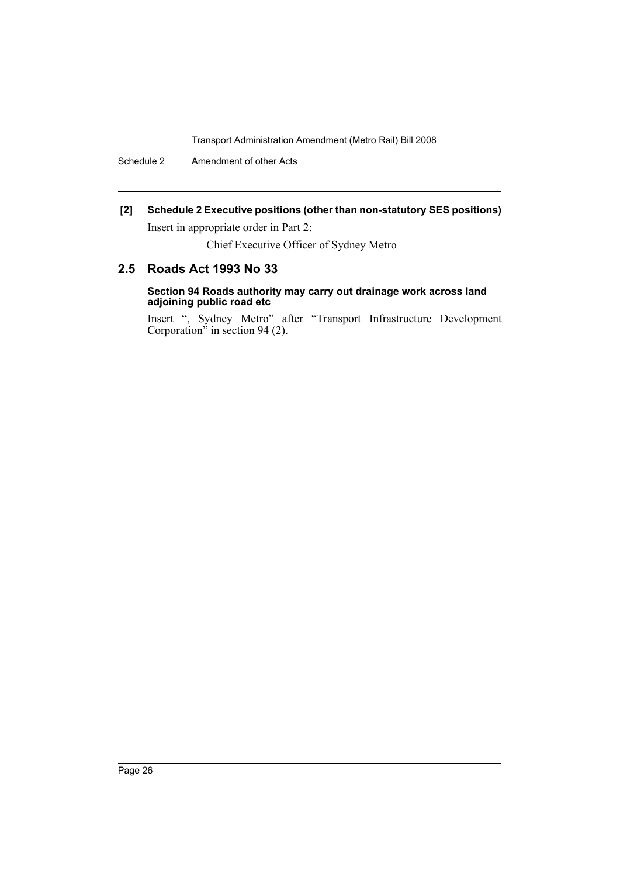**[2] Schedule 2 Executive positions (other than non-statutory SES positions)**

Insert in appropriate order in Part 2:

Chief Executive Officer of Sydney Metro

## 2.5 Roads Act 1993 No 33

**Section 94 Roads authority may carry out drainage work across land adjoining public road etc**

Insert ", Sydney Metro" after "Transport Infrastructure Development Corporation" in section 94 (2).